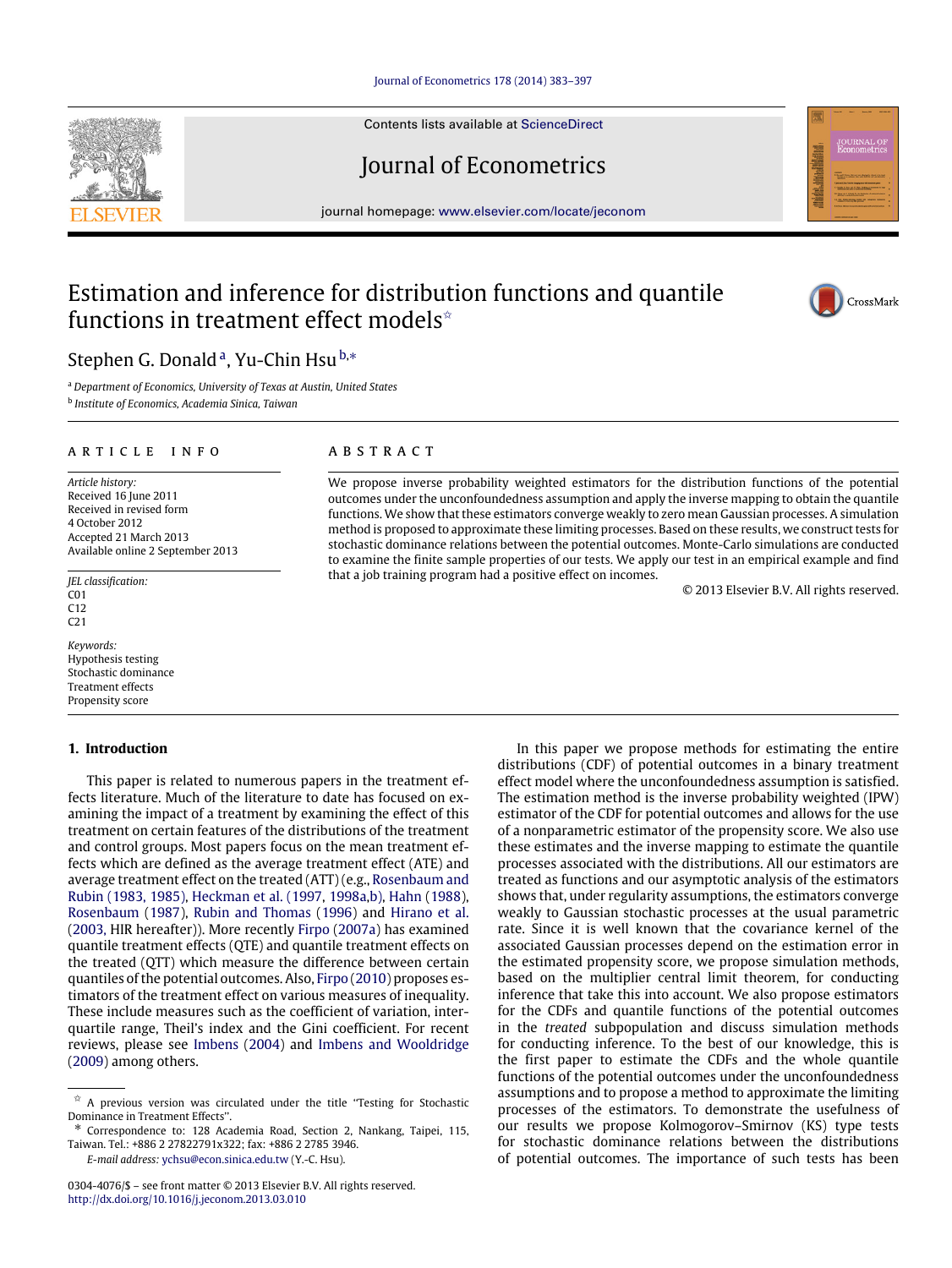# Estimation and inference for distribution functions and quantile functions in treatment effect models☆

Stephen G. Donald[a], Yu-Chin Hsu[b,*]

[a] Department of Economics, University of Texas at Austin, United States

[b] Institute of Economics, Academia Sinica, Taiwan

## ARTICLE INFO

*Article history:*
Received 16 June 2011
Received in revised form
4 October 2012
Accepted 21 March 2013
Available online 2 September 2013

*JEL classification:*
C01
C12
C21

*Keywords:*
Hypothesis testing
Stochastic dominance
Treatment effects
Propensity score

## ABSTRACT

We propose inverse probability weighted estimators for the distribution functions of the potential outcomes under the unconfoundedness assumption and apply the inverse mapping to obtain the quantile functions. We show that these estimators converge weakly to zero mean Gaussian processes. A simulation method is proposed to approximate these limiting processes. Based on these results, we construct tests for stochastic dominance relations between the potential outcomes. Monte-Carlo simulations are conducted to examine the finite sample properties of our tests. We apply our test in an empirical example and find that a job training program had a positive effect on incomes.

© 2013 Elsevier B.V. All rights reserved.

## 1. Introduction

This paper is related to numerous papers in the treatment effects literature. Much of the literature to date has focused on examining the impact of a treatment by examining the effect of this treatment on certain features of the distributions of the treatment and control groups. Most papers focus on the mean treatment effects which are defined as the average treatment effect (ATE) and average treatment effect on the treated (ATT) (e.g., Rosenbaum and Rubin (1983, 1985), Heckman et al. (1997, 1998a,b), Hahn (1988), Rosenbaum (1987), Rubin and Thomas (1996) and Hirano et al. (2003, HIR hereafter)). More recently Firpo (2007a) has examined quantile treatment effects (QTE) and quantile treatment effects on the treated (QTT) which measure the difference between certain quantiles of the potential outcomes. Also, Firpo (2010) proposes estimators of the treatment effect on various measures of inequality. These include measures such as the coefficient of variation, interquartile range, Theil's index and the Gini coefficient. For recent reviews, please see Imbens (2004) and Imbens and Wooldridge (2009) among others.

In this paper we propose methods for estimating the entire distributions (CDF) of potential outcomes in a binary treatment effect model where the unconfoundedness assumption is satisfied. The estimation method is the inverse probability weighted (IPW) estimator of the CDF for potential outcomes and allows for the use of a nonparametric estimator of the propensity score. We also use these estimates and the inverse mapping to estimate the quantile processes associated with the distributions. All our estimators are treated as functions and our asymptotic analysis of the estimators shows that, under regularity assumptions, the estimators converge weakly to Gaussian stochastic processes at the usual parametric rate. Since it is well known that the covariance kernel of the associated Gaussian processes depend on the estimation error in the estimated propensity score, we propose simulation methods, based on the multiplier central limit theorem, for conducting inference that take this into account. We also propose estimators for the CDFs and quantile functions of the potential outcomes in the *treated* subpopulation and discuss simulation methods for conducting inference. To the best of our knowledge, this is the first paper to estimate the CDFs and the whole quantile functions of the potential outcomes under the unconfoundedness assumptions and to propose a method to approximate the limiting processes of the estimators. To demonstrate the usefulness of our results we propose Kolmogorov–Smirnov (KS) type tests for stochastic dominance relations between the distributions of potential outcomes. The importance of such tests has been

☆ A previous version was circulated under the title "Testing for Stochastic Dominance in Treatment Effects".

\* Correspondence to: 128 Academia Road, Section 2, Nankang, Taipei, 115, Taiwan. Tel.: +886 2 27822791x322; fax: +886 2 2785 3946.

*E-mail address:* ychsu@econ.sinica.edu.tw (Y.-C. Hsu).

0304-4076/$ – see front matter © 2013 Elsevier B.V. All rights reserved.
http://dx.doi.org/10.1016/j.jeconom.2013.03.010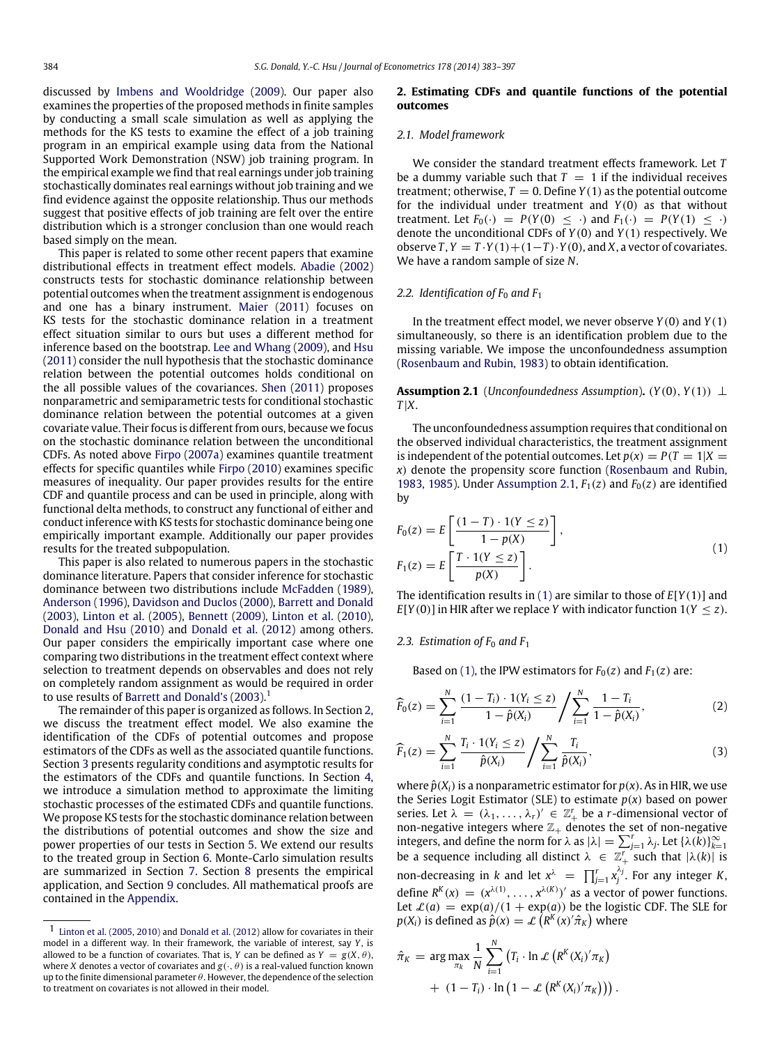discussed by Imbens and Wooldridge (2009). Our paper also examines the properties of the proposed methods in finite samples by conducting a small scale simulation as well as applying the methods for the KS tests to examine the effect of a job training program in an empirical example using data from the National Supported Work Demonstration (NSW) job training program. In the empirical example we find that real earnings under job training stochastically dominates real earnings without job training and we find evidence against the opposite relationship. Thus our methods suggest that positive effects of job training are felt over the entire distribution which is a stronger conclusion than one would reach based simply on the mean.

This paper is related to some other recent papers that examine distributional effects in treatment effect models. Abadie (2002) constructs tests for stochastic dominance relationship between potential outcomes when the treatment assignment is endogenous and one has a binary instrument. Maier (2011) focuses on KS tests for the stochastic dominance relation in a treatment effect situation similar to ours but uses a different method for inference based on the bootstrap. Lee and Whang (2009), and Hsu (2011) consider the null hypothesis that the stochastic dominance relation between the potential outcomes holds conditional on the all possible values of the covariances. Shen (2011) proposes nonparametric and semiparametric tests for conditional stochastic dominance relation between the potential outcomes at a given covariate value. Their focus is different from ours, because we focus on the stochastic dominance relation between the unconditional CDFs. As noted above Firpo (2007a) examines quantile treatment effects for specific quantiles while Firpo (2010) examines specific measures of inequality. Our paper provides results for the entire CDF and quantile process and can be used in principle, along with functional delta methods, to construct any functional of either and conduct inference with KS tests for stochastic dominance being one empirically important example. Additionally our paper provides results for the treated subpopulation.

This paper is also related to numerous papers in the stochastic dominance literature. Papers that consider inference for stochastic dominance between two distributions include McFadden (1989), Anderson (1996), Davidson and Duclos (2000), Barrett and Donald (2003), Linton et al. (2005), Bennett (2009), Linton et al. (2010), Donald and Hsu (2010) and Donald et al. (2012) among others. Our paper considers the empirically important case where one comparing two distributions in the treatment effect context where selection to treatment depends on observables and does not rely on completely random assignment as would be required in order to use results of Barrett and Donald's (2003).[1]

The remainder of this paper is organized as follows. In Section 2, we discuss the treatment effect model. We also examine the identification of the CDFs of potential outcomes and propose estimators of the CDFs as well as the associated quantile functions. Section 3 presents regularity conditions and asymptotic results for the estimators of the CDFs and quantile functions. In Section 4, we introduce a simulation method to approximate the limiting stochastic processes of the estimated CDFs and quantile functions. We propose KS tests for the stochastic dominance relation between the distributions of potential outcomes and show the size and power properties of our tests in Section 5. We extend our results to the treated group in Section 6. Monte-Carlo simulation results are summarized in Section 7. Section 8 presents the empirical application, and Section 9 concludes. All mathematical proofs are contained in the Appendix.

[1] Linton et al. (2005, 2010) and Donald et al. (2012) allow for covariates in their model in a different way. In their framework, the variable of interest, say $Y$, is allowed to be a function of covariates. That is, $Y$ can be defined as $Y = g(X, \theta)$, where $X$ denotes a vector of covariates and $g(\cdot, \theta)$ is a real-valued function known up to the finite dimensional parameter $\theta$. However, the dependence of the selection to treatment on covariates is not allowed in their model.

## 2. Estimating CDFs and quantile functions of the potential outcomes

### 2.1. Model framework

We consider the standard treatment effects framework. Let $T$ be a dummy variable such that $T = 1$ if the individual receives treatment; otherwise, $T = 0$. Define $Y(1)$ as the potential outcome for the individual under treatment and $Y(0)$ as that without treatment. Let $F_0(\cdot) = P(Y(0) \le \cdot)$ and $F_1(\cdot) = P(Y(1) \le \cdot)$ denote the unconditional CDFs of $Y(0)$ and $Y(1)$ respectively. We observe $T, Y = T \cdot Y(1) + (1-T) \cdot Y(0)$, and $X$, a vector of covariates. We have a random sample of size $N$.

### 2.2. Identification of $F_0$ and $F_1$

In the treatment effect model, we never observe $Y(0)$ and $Y(1)$ simultaneously, so there is an identification problem due to the missing variable. We impose the unconfoundedness assumption (Rosenbaum and Rubin, 1983) to obtain identification.

**Assumption 2.1** (*Unconfoundedness Assumption*)**.** $(Y(0), Y(1)) \perp T|X$.

The unconfoundedness assumption requires that conditional on the observed individual characteristics, the treatment assignment is independent of the potential outcomes. Let $p(x) = P(T = 1|X = x)$ denote the propensity score function (Rosenbaum and Rubin, 1983, 1985). Under Assumption 2.1, $F_1(z)$ and $F_0(z)$ are identified by

$$F_0(z) = E\left[\frac{(1-T)\cdot 1(Y \le z)}{1-p(X)}\right], \quad F_1(z) = E\left[\frac{T\cdot 1(Y \le z)}{p(X)}\right]. \tag{1}$$

The identification results in (1) are similar to those of $E[Y(1)]$ and $E[Y(0)]$ in HIR after we replace $Y$ with indicator function $1(Y \le z)$.

### 2.3. Estimation of $F_0$ and $F_1$

Based on (1), the IPW estimators for $F_0(z)$ and $F_1(z)$ are:

$$\widehat{F}_0(z) = \sum_{i=1}^{N} \frac{(1-T_i)\cdot 1(Y_i \le z)}{1-\hat{p}(X_i)} \Bigg/ \sum_{i=1}^{N} \frac{1-T_i}{1-\hat{p}(X_i)}, \tag{2}$$

$$\widehat{F}_1(z) = \sum_{i=1}^{N} \frac{T_i\cdot 1(Y_i \le z)}{\hat{p}(X_i)} \Bigg/ \sum_{i=1}^{N} \frac{T_i}{\hat{p}(X_i)}, \tag{3}$$

where $\hat{p}(X_i)$ is a nonparametric estimator for $p(x)$. As in HIR, we use the Series Logit Estimator (SLE) to estimate $p(x)$ based on power series. Let $\lambda = (\lambda_1, \ldots, \lambda_r)' \in \mathbb{Z}_+^r$ be a $r$-dimensional vector of non-negative integers where $\mathbb{Z}_+$ denotes the set of non-negative integers, and define the norm for $\lambda$ as $|\lambda| = \sum_{j=1}^{r} \lambda_j$. Let $\{\lambda(k)\}_{k=1}^{\infty}$ be a sequence including all distinct $\lambda \in \mathbb{Z}_+^r$ such that $|\lambda(k)|$ is non-decreasing in $k$ and let $x^\lambda = \prod_{j=1}^{r} x_j^{\lambda_j}$. For any integer $K$, define $R^K(x) = (x^{\lambda(1)}, \ldots, x^{\lambda(K)})'$ as a vector of power functions. Let $\mathcal{L}(a) = \exp(a)/(1+\exp(a))$ be the logistic CDF. The SLE for $p(X_i)$ is defined as $\hat{p}(x) = \mathcal{L}\left(R^K(x)'\hat{\pi}_K\right)$ where

$$\hat{\pi}_K = \arg\max_{\pi_k} \frac{1}{N}\sum_{i=1}^{N} \left(T_i \cdot \ln \mathcal{L}\left(R^K(X_i)'\pi_K\right) + (1-T_i)\cdot \ln\left(1 - \mathcal{L}\left(R^K(X_i)'\pi_K\right)\right)\right).$$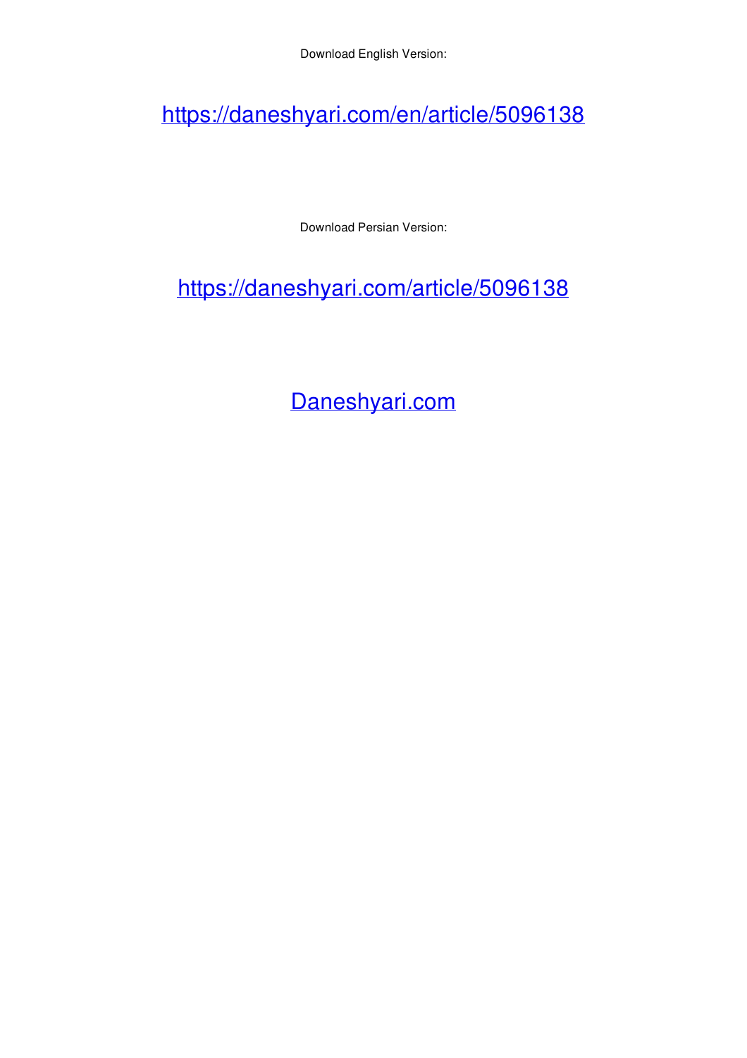Download English Version:

[https://daneshyari.com/en/article/5096138](https://daneshyari.com/en/article/5096138)

Download Persian Version:

[https://daneshyari.com/article/5096138](https://daneshyari.com/article/5096138)

[Daneshyari.com](https://daneshyari.com)